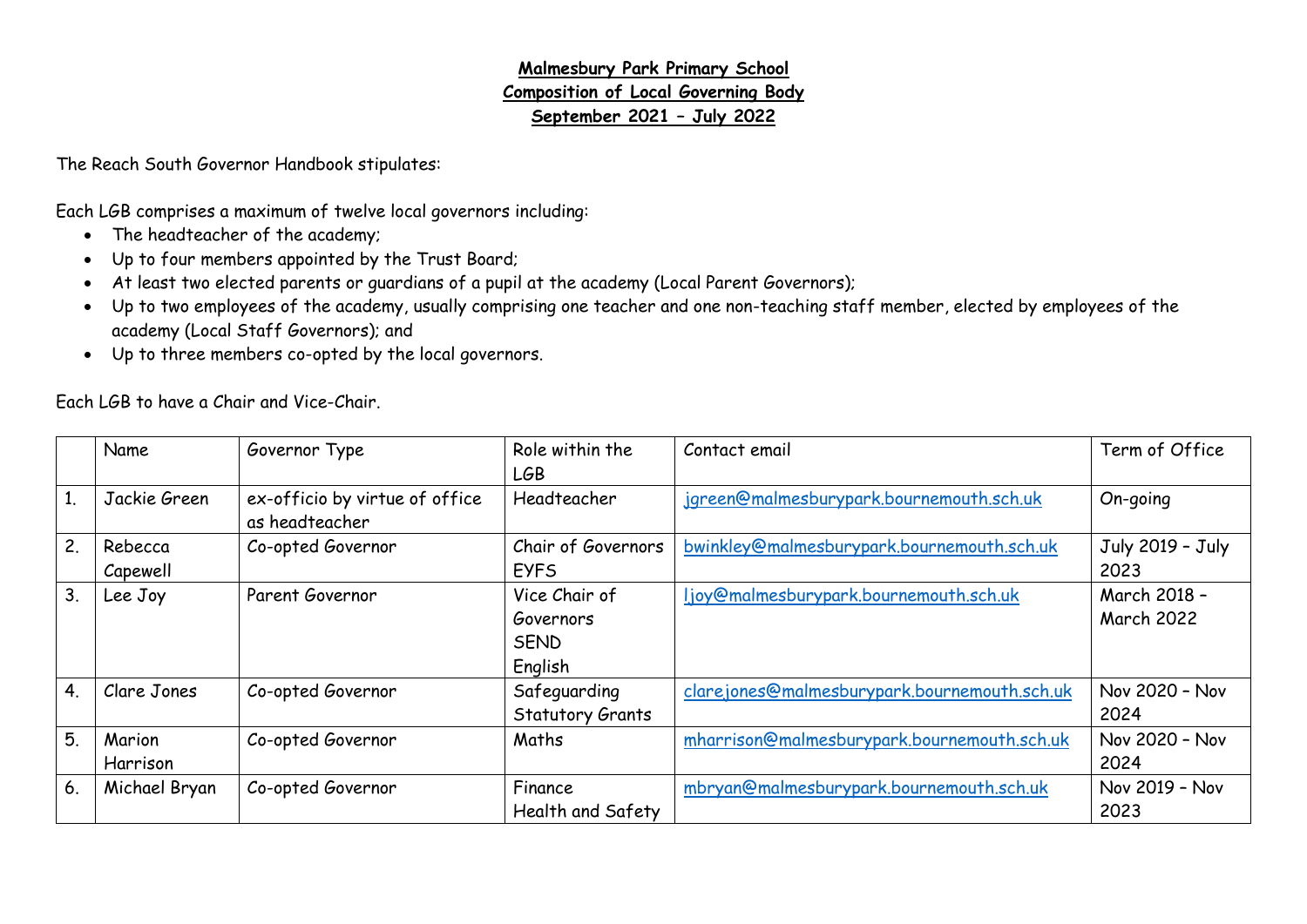**Malmesbury Park Primary School**
**Composition of Local Governing Body**
**September 2021 – July 2022**

The Reach South Governor Handbook stipulates:

Each LGB comprises a maximum of twelve local governors including:

- The headteacher of the academy;
- Up to four members appointed by the Trust Board;
- At least two elected parents or guardians of a pupil at the academy (Local Parent Governors);
- Up to two employees of the academy, usually comprising one teacher and one non-teaching staff member, elected by employees of the academy (Local Staff Governors); and
- Up to three members co-opted by the local governors.

Each LGB to have a Chair and Vice-Chair.

| | Name | Governor Type | Role within the LGB | Contact email | Term of Office |
|---|---|---|---|---|---|
| 1. | Jackie Green | ex-officio by virtue of office as headteacher | Headteacher | jgreen@malmesburypark.bournemouth.sch.uk | On-going |
| 2. | Rebecca Capewell | Co-opted Governor | Chair of Governors<br>EYFS | bwinkley@malmesburypark.bournemouth.sch.uk | July 2019 – July 2023 |
| 3. | Lee Joy | Parent Governor | Vice Chair of Governors<br>SEND<br>English | ljoy@malmesburypark.bournemouth.sch.uk | March 2018 – March 2022 |
| 4. | Clare Jones | Co-opted Governor | Safeguarding<br>Statutory Grants | clarejones@malmesburypark.bournemouth.sch.uk | Nov 2020 – Nov 2024 |
| 5. | Marion Harrison | Co-opted Governor | Maths | mharrison@malmesburypark.bournemouth.sch.uk | Nov 2020 – Nov 2024 |
| 6. | Michael Bryan | Co-opted Governor | Finance<br>Health and Safety | mbryan@malmesburypark.bournemouth.sch.uk | Nov 2019 – Nov 2023 |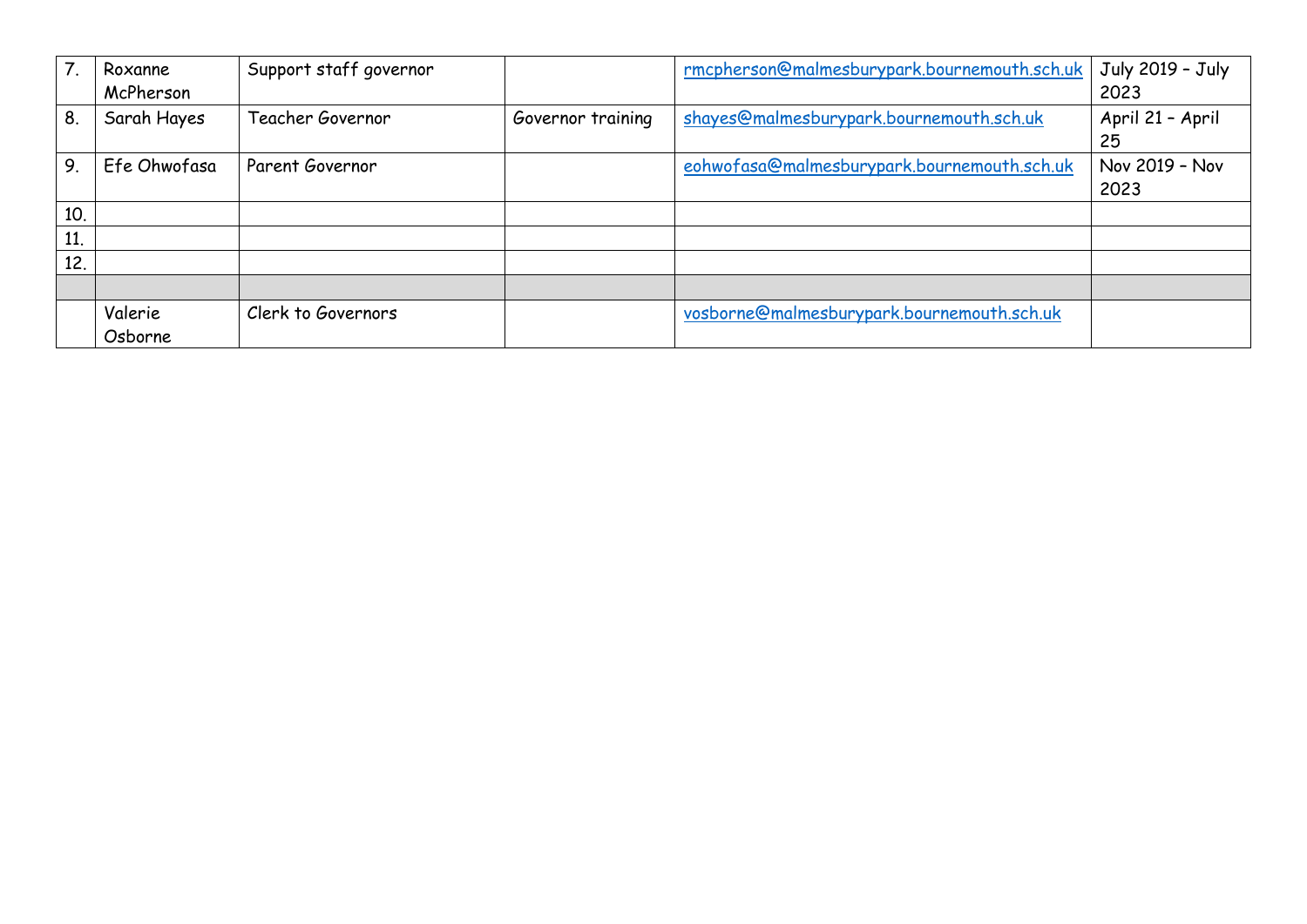| | | | | | |
|---|---|---|---|---|---|
| 7. | Roxanne McPherson | Support staff governor | | rmcpherson@malmesburypark.bournemouth.sch.uk | July 2019 – July 2023 |
| 8. | Sarah Hayes | Teacher Governor | Governor training | shayes@malmesburypark.bournemouth.sch.uk | April 21 – April 25 |
| 9. | Efe Ohwofasa | Parent Governor | | eohwofasa@malmesburypark.bournemouth.sch.uk | Nov 2019 – Nov 2023 |
| 10. | | | | | |
| 11. | | | | | |
| 12. | | | | | |
| | | | | | |
| | Valerie Osborne | Clerk to Governors | | vosborne@malmesburypark.bournemouth.sch.uk | |